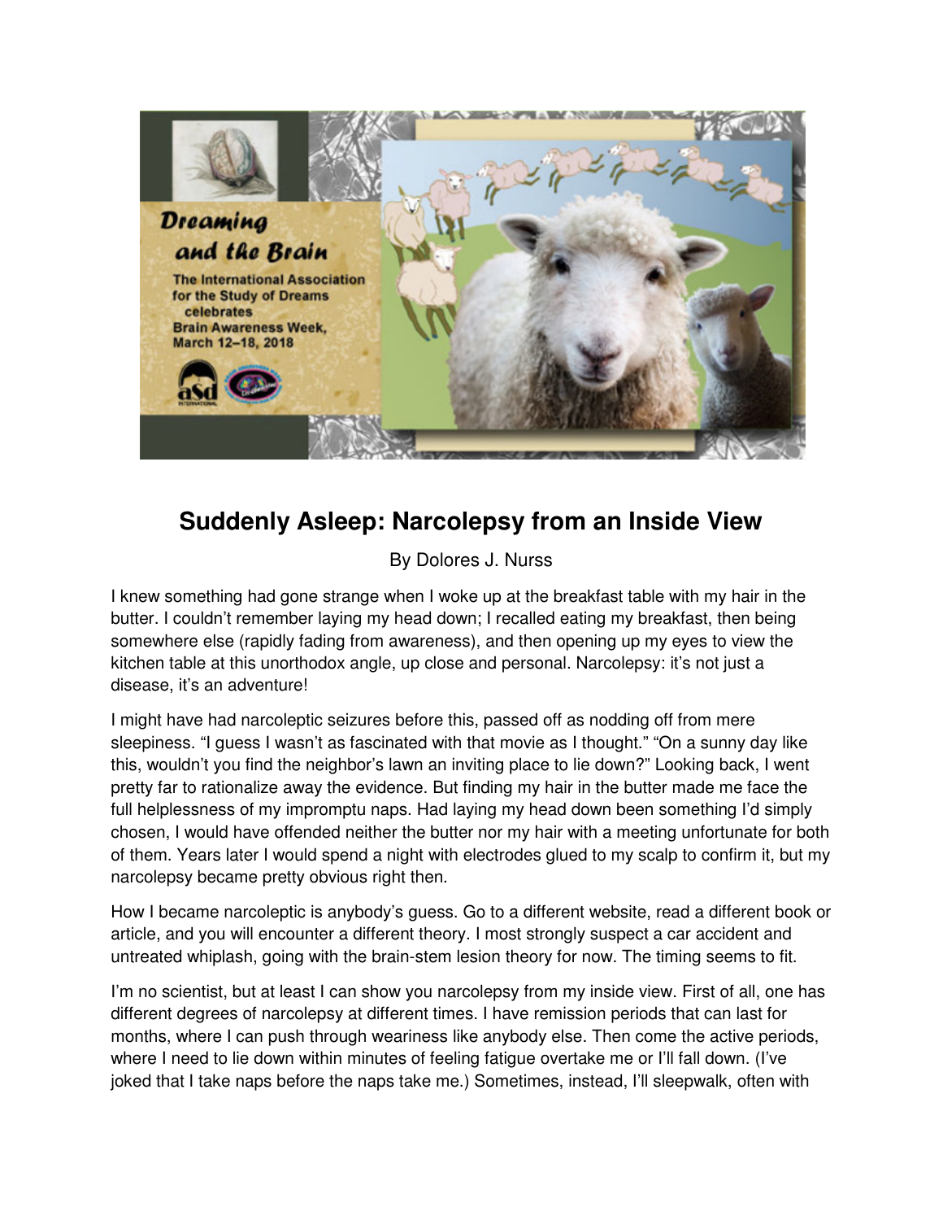# Suddenly Asleep: Narcolepsy from an Inside View

By Dolores J. Nurss

I knew something had gone strange when I woke up at the breakfast table with my hair in the butter. I couldn't remember laying my head down; I recalled eating my breakfast, then being somewhere else (rapidly fading from awareness), and then opening up my eyes to view the kitchen table at this unorthodox angle, up close and personal. Narcolepsy: it's not just a disease, it's an adventure!

I might have had narcoleptic seizures before this, passed off as nodding off from mere sleepiness. "I guess I wasn't as fascinated with that movie as I thought." "On a sunny day like this, wouldn't you find the neighbor's lawn an inviting place to lie down?" Looking back, I went pretty far to rationalize away the evidence. But finding my hair in the butter made me face the full helplessness of my impromptu naps. Had laying my head down been something I'd simply chosen, I would have offended neither the butter nor my hair with a meeting unfortunate for both of them. Years later I would spend a night with electrodes glued to my scalp to confirm it, but my narcolepsy became pretty obvious right then.

How I became narcoleptic is anybody's guess. Go to a different website, read a different book or article, and you will encounter a different theory. I most strongly suspect a car accident and untreated whiplash, going with the brain-stem lesion theory for now. The timing seems to fit.

I'm no scientist, but at least I can show you narcolepsy from my inside view. First of all, one has different degrees of narcolepsy at different times. I have remission periods that can last for months, where I can push through weariness like anybody else. Then come the active periods, where I need to lie down within minutes of feeling fatigue overtake me or I'll fall down. (I've joked that I take naps before the naps take me.) Sometimes, instead, I'll sleepwalk, often with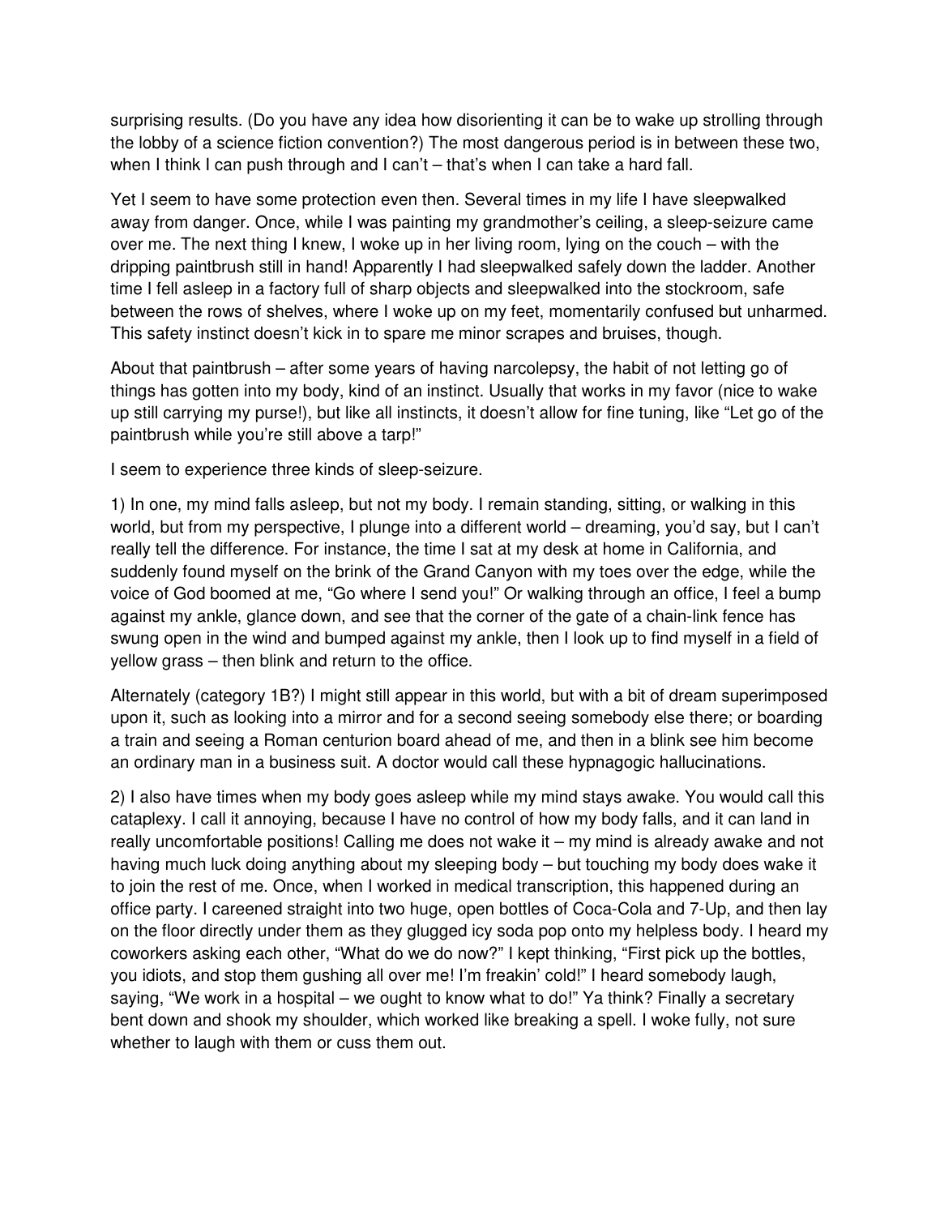surprising results. (Do you have any idea how disorienting it can be to wake up strolling through the lobby of a science fiction convention?) The most dangerous period is in between these two, when I think I can push through and I can't – that's when I can take a hard fall.

Yet I seem to have some protection even then. Several times in my life I have sleepwalked away from danger. Once, while I was painting my grandmother's ceiling, a sleep-seizure came over me. The next thing I knew, I woke up in her living room, lying on the couch – with the dripping paintbrush still in hand! Apparently I had sleepwalked safely down the ladder. Another time I fell asleep in a factory full of sharp objects and sleepwalked into the stockroom, safe between the rows of shelves, where I woke up on my feet, momentarily confused but unharmed. This safety instinct doesn't kick in to spare me minor scrapes and bruises, though.

About that paintbrush – after some years of having narcolepsy, the habit of not letting go of things has gotten into my body, kind of an instinct. Usually that works in my favor (nice to wake up still carrying my purse!), but like all instincts, it doesn't allow for fine tuning, like "Let go of the paintbrush while you're still above a tarp!"

I seem to experience three kinds of sleep-seizure.

1) In one, my mind falls asleep, but not my body. I remain standing, sitting, or walking in this world, but from my perspective, I plunge into a different world – dreaming, you'd say, but I can't really tell the difference. For instance, the time I sat at my desk at home in California, and suddenly found myself on the brink of the Grand Canyon with my toes over the edge, while the voice of God boomed at me, "Go where I send you!" Or walking through an office, I feel a bump against my ankle, glance down, and see that the corner of the gate of a chain-link fence has swung open in the wind and bumped against my ankle, then I look up to find myself in a field of yellow grass – then blink and return to the office.

Alternately (category 1B?) I might still appear in this world, but with a bit of dream superimposed upon it, such as looking into a mirror and for a second seeing somebody else there; or boarding a train and seeing a Roman centurion board ahead of me, and then in a blink see him become an ordinary man in a business suit. A doctor would call these hypnagogic hallucinations.

2) I also have times when my body goes asleep while my mind stays awake. You would call this cataplexy. I call it annoying, because I have no control of how my body falls, and it can land in really uncomfortable positions! Calling me does not wake it – my mind is already awake and not having much luck doing anything about my sleeping body – but touching my body does wake it to join the rest of me. Once, when I worked in medical transcription, this happened during an office party. I careened straight into two huge, open bottles of Coca-Cola and 7-Up, and then lay on the floor directly under them as they glugged icy soda pop onto my helpless body. I heard my coworkers asking each other, "What do we do now?" I kept thinking, "First pick up the bottles, you idiots, and stop them gushing all over me! I'm freakin' cold!" I heard somebody laugh, saying, "We work in a hospital – we ought to know what to do!" Ya think? Finally a secretary bent down and shook my shoulder, which worked like breaking a spell. I woke fully, not sure whether to laugh with them or cuss them out.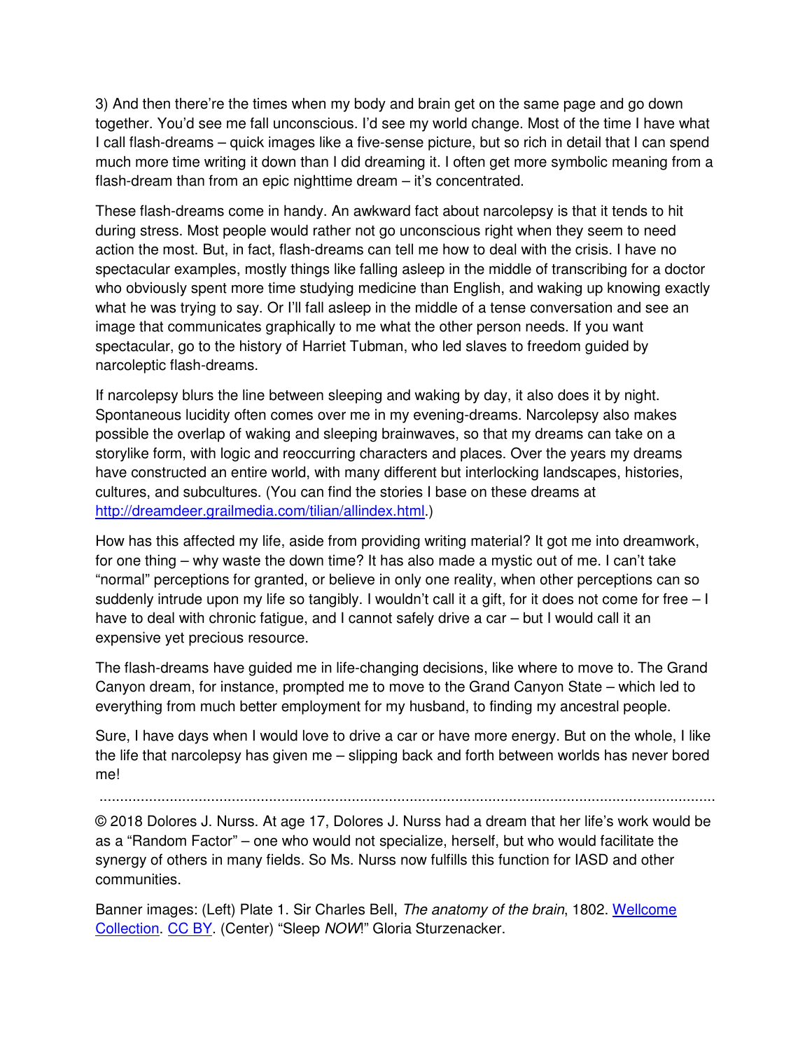3) And then there're the times when my body and brain get on the same page and go down together. You'd see me fall unconscious. I'd see my world change. Most of the time I have what I call flash-dreams – quick images like a five-sense picture, but so rich in detail that I can spend much more time writing it down than I did dreaming it. I often get more symbolic meaning from a flash-dream than from an epic nighttime dream – it's concentrated.

These flash-dreams come in handy. An awkward fact about narcolepsy is that it tends to hit during stress. Most people would rather not go unconscious right when they seem to need action the most. But, in fact, flash-dreams can tell me how to deal with the crisis. I have no spectacular examples, mostly things like falling asleep in the middle of transcribing for a doctor who obviously spent more time studying medicine than English, and waking up knowing exactly what he was trying to say. Or I'll fall asleep in the middle of a tense conversation and see an image that communicates graphically to me what the other person needs. If you want spectacular, go to the history of Harriet Tubman, who led slaves to freedom guided by narcoleptic flash-dreams.

If narcolepsy blurs the line between sleeping and waking by day, it also does it by night. Spontaneous lucidity often comes over me in my evening-dreams. Narcolepsy also makes possible the overlap of waking and sleeping brainwaves, so that my dreams can take on a storylike form, with logic and reoccurring characters and places. Over the years my dreams have constructed an entire world, with many different but interlocking landscapes, histories, cultures, and subcultures. (You can find the stories I base on these dreams at [http://dreamdeer.grailmedia.com/tilian/allindex.html](http://dreamdeer.grailmedia.com/tilian/allindex.html).)

How has this affected my life, aside from providing writing material? It got me into dreamwork, for one thing – why waste the down time? It has also made a mystic out of me. I can't take "normal" perceptions for granted, or believe in only one reality, when other perceptions can so suddenly intrude upon my life so tangibly. I wouldn't call it a gift, for it does not come for free – I have to deal with chronic fatigue, and I cannot safely drive a car – but I would call it an expensive yet precious resource.

The flash-dreams have guided me in life-changing decisions, like where to move to. The Grand Canyon dream, for instance, prompted me to move to the Grand Canyon State – which led to everything from much better employment for my husband, to finding my ancestral people.

Sure, I have days when I would love to drive a car or have more energy. But on the whole, I like the life that narcolepsy has given me – slipping back and forth between worlds has never bored me!

---

© 2018 Dolores J. Nurss. At age 17, Dolores J. Nurss had a dream that her life's work would be as a "Random Factor" – one who would not specialize, herself, but who would facilitate the synergy of others in many fields. So Ms. Nurss now fulfills this function for IASD and other communities.

Banner images: (Left) Plate 1. Sir Charles Bell, *The anatomy of the brain*, 1802. Wellcome Collection. CC BY. (Center) "Sleep *NOW*!" Gloria Sturzenacker.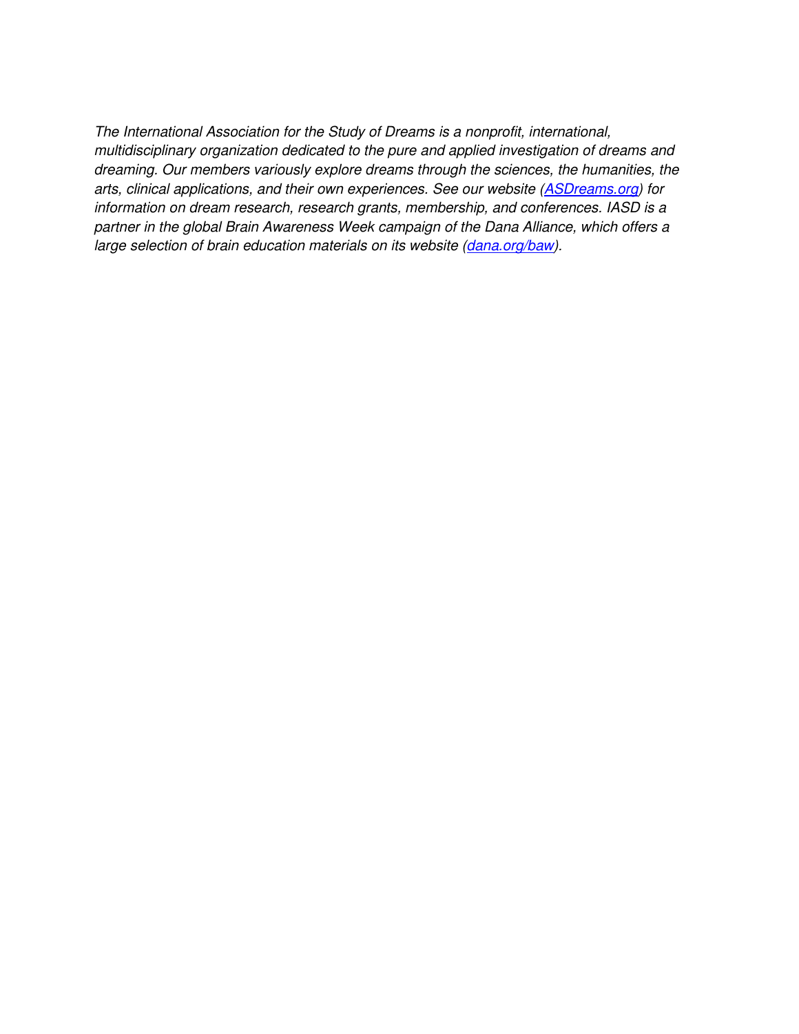*The International Association for the Study of Dreams is a nonprofit, international, multidisciplinary organization dedicated to the pure and applied investigation of dreams and dreaming. Our members variously explore dreams through the sciences, the humanities, the arts, clinical applications, and their own experiences. See our website ([ASDreams.org](http://ASDreams.org)) for information on dream research, research grants, membership, and conferences. IASD is a partner in the global Brain Awareness Week campaign of the Dana Alliance, which offers a large selection of brain education materials on its website ([dana.org/baw](http://dana.org/baw)).*